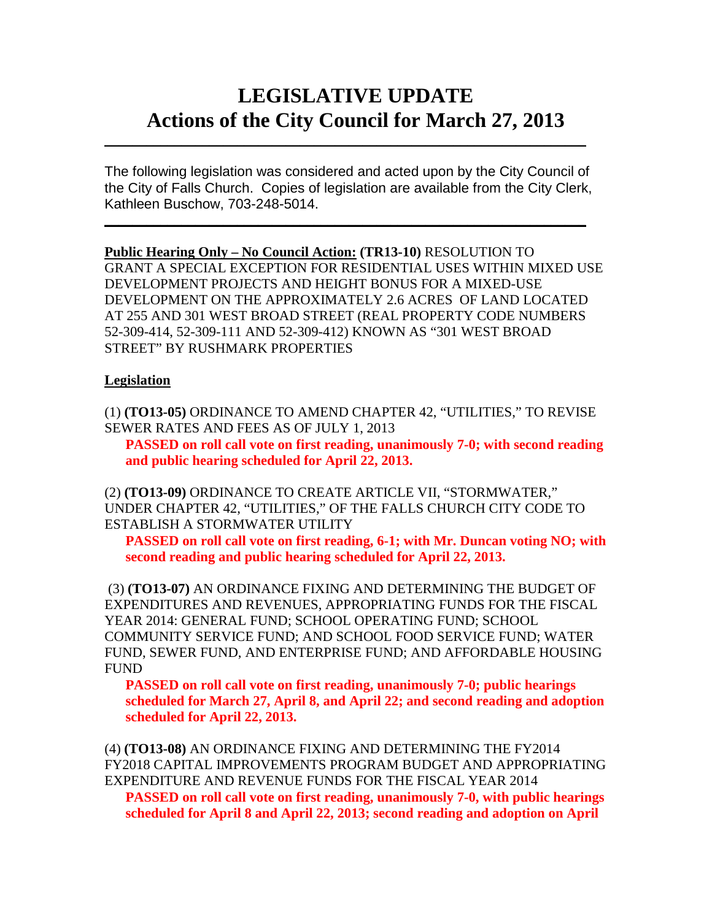# LEGISLATIVE UPDATE
# Actions of the City Council for March 27, 2013

---

The following legislation was considered and acted upon by the City Council of the City of Falls Church. Copies of legislation are available from the City Clerk, Kathleen Buschow, 703-248-5014.

---

**Public Hearing Only – No Council Action:** **(TR13-10)** RESOLUTION TO GRANT A SPECIAL EXCEPTION FOR RESIDENTIAL USES WITHIN MIXED USE DEVELOPMENT PROJECTS AND HEIGHT BONUS FOR A MIXED-USE DEVELOPMENT ON THE APPROXIMATELY 2.6 ACRES OF LAND LOCATED AT 255 AND 301 WEST BROAD STREET (REAL PROPERTY CODE NUMBERS 52-309-414, 52-309-111 AND 52-309-412) KNOWN AS "301 WEST BROAD STREET" BY RUSHMARK PROPERTIES

**Legislation**

(1) **(TO13-05)** ORDINANCE TO AMEND CHAPTER 42, "UTILITIES," TO REVISE SEWER RATES AND FEES AS OF JULY 1, 2013

**PASSED on roll call vote on first reading, unanimously 7-0; with second reading and public hearing scheduled for April 22, 2013.**

(2) **(TO13-09)** ORDINANCE TO CREATE ARTICLE VII, "STORMWATER," UNDER CHAPTER 42, "UTILITIES," OF THE FALLS CHURCH CITY CODE TO ESTABLISH A STORMWATER UTILITY

**PASSED on roll call vote on first reading, 6-1; with Mr. Duncan voting NO; with second reading and public hearing scheduled for April 22, 2013.**

(3) **(TO13-07)** AN ORDINANCE FIXING AND DETERMINING THE BUDGET OF EXPENDITURES AND REVENUES, APPROPRIATING FUNDS FOR THE FISCAL YEAR 2014: GENERAL FUND; SCHOOL OPERATING FUND; SCHOOL COMMUNITY SERVICE FUND; AND SCHOOL FOOD SERVICE FUND; WATER FUND, SEWER FUND, AND ENTERPRISE FUND; AND AFFORDABLE HOUSING FUND

**PASSED on roll call vote on first reading, unanimously 7-0; public hearings scheduled for March 27, April 8, and April 22; and second reading and adoption scheduled for April 22, 2013.**

(4) **(TO13-08)** AN ORDINANCE FIXING AND DETERMINING THE FY2014 FY2018 CAPITAL IMPROVEMENTS PROGRAM BUDGET AND APPROPRIATING EXPENDITURE AND REVENUE FUNDS FOR THE FISCAL YEAR 2014

**PASSED on roll call vote on first reading, unanimously 7-0, with public hearings scheduled for April 8 and April 22, 2013; second reading and adoption on April**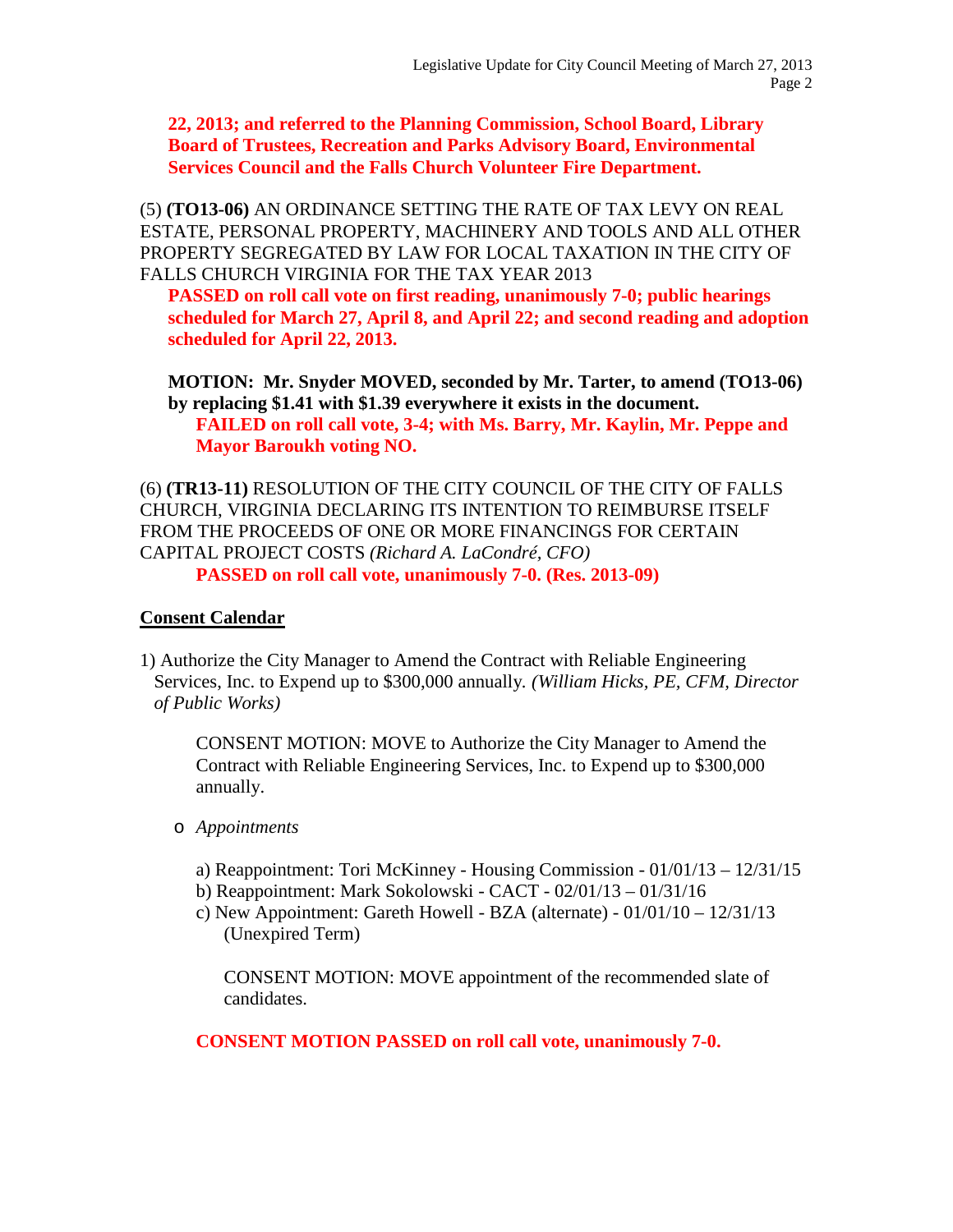**22, 2013; and referred to the Planning Commission, School Board, Library Board of Trustees, Recreation and Parks Advisory Board, Environmental Services Council and the Falls Church Volunteer Fire Department.**

(5) **(TO13-06)** AN ORDINANCE SETTING THE RATE OF TAX LEVY ON REAL ESTATE, PERSONAL PROPERTY, MACHINERY AND TOOLS AND ALL OTHER PROPERTY SEGREGATED BY LAW FOR LOCAL TAXATION IN THE CITY OF FALLS CHURCH VIRGINIA FOR THE TAX YEAR 2013

**PASSED on roll call vote on first reading, unanimously 7-0; public hearings scheduled for March 27, April 8, and April 22; and second reading and adoption scheduled for April 22, 2013.**

**MOTION: Mr. Snyder MOVED, seconded by Mr. Tarter, to amend (TO13-06) by replacing $1.41 with $1.39 everywhere it exists in the document.**

**FAILED on roll call vote, 3-4; with Ms. Barry, Mr. Kaylin, Mr. Peppe and Mayor Baroukh voting NO.**

(6) **(TR13-11)** RESOLUTION OF THE CITY COUNCIL OF THE CITY OF FALLS CHURCH, VIRGINIA DECLARING ITS INTENTION TO REIMBURSE ITSELF FROM THE PROCEEDS OF ONE OR MORE FINANCINGS FOR CERTAIN CAPITAL PROJECT COSTS *(Richard A. LaCondré, CFO)*

**PASSED on roll call vote, unanimously 7-0. (Res. 2013-09)**

## Consent Calendar

1) Authorize the City Manager to Amend the Contract with Reliable Engineering Services, Inc. to Expend up to $300,000 annually. *(William Hicks, PE, CFM, Director of Public Works)*

CONSENT MOTION: MOVE to Authorize the City Manager to Amend the Contract with Reliable Engineering Services, Inc. to Expend up to $300,000 annually.

- *Appointments*

a) Reappointment: Tori McKinney - Housing Commission - 01/01/13 – 12/31/15
b) Reappointment: Mark Sokolowski - CACT - 02/01/13 – 01/31/16
c) New Appointment: Gareth Howell - BZA (alternate) - 01/01/10 – 12/31/13 (Unexpired Term)

CONSENT MOTION: MOVE appointment of the recommended slate of candidates.

**CONSENT MOTION PASSED on roll call vote, unanimously 7-0.**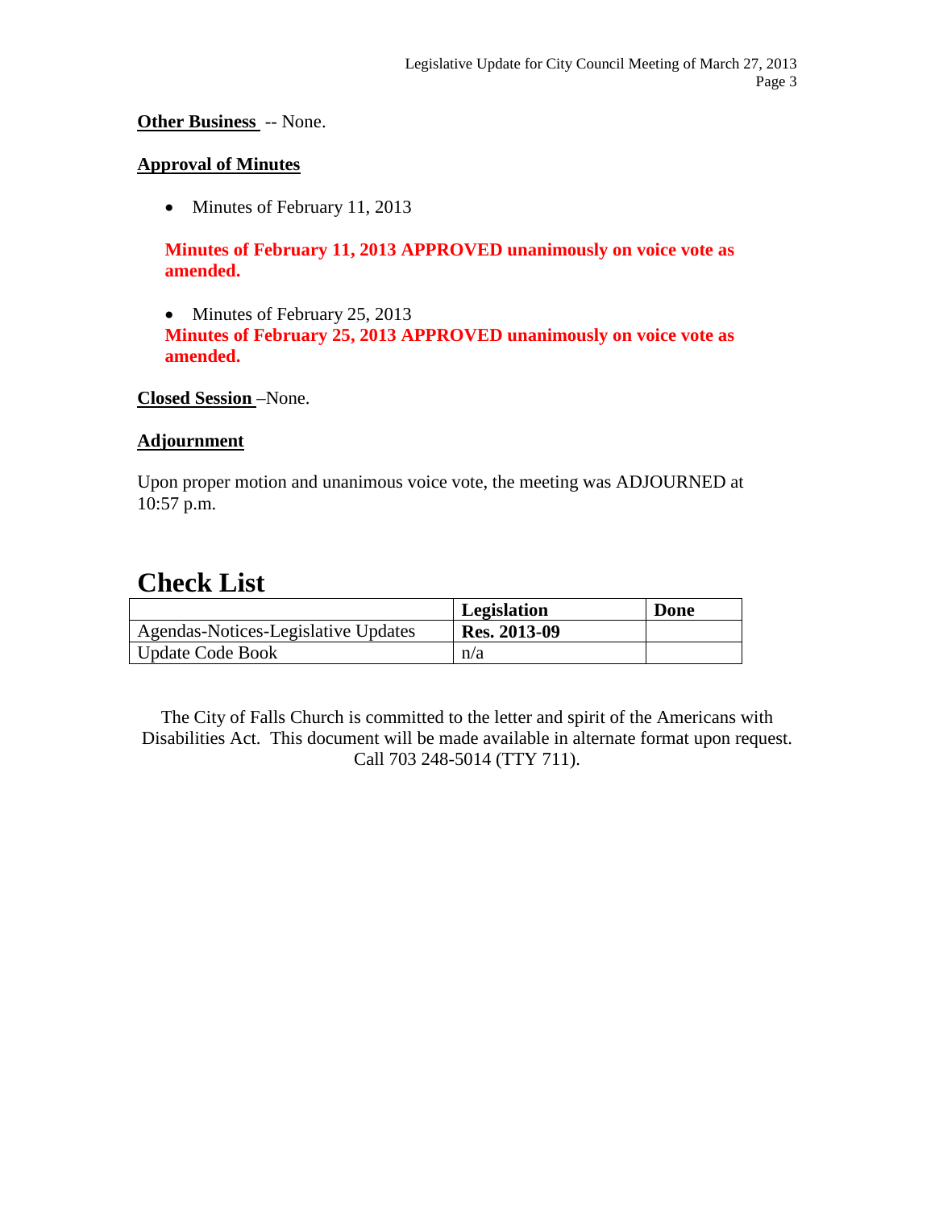**Other Business** -- None.

**Approval of Minutes**

- Minutes of February 11, 2013

**Minutes of February 11, 2013 APPROVED unanimously on voice vote as amended.**

- Minutes of February 25, 2013

**Minutes of February 25, 2013 APPROVED unanimously on voice vote as amended.**

**Closed Session** –None.

**Adjournment**

Upon proper motion and unanimous voice vote, the meeting was ADJOURNED at 10:57 p.m.

# Check List

| | **Legislation** | **Done** |
|---|---|---|
| Agendas-Notices-Legislative Updates | **Res. 2013-09** | |
| Update Code Book | n/a | |

The City of Falls Church is committed to the letter and spirit of the Americans with Disabilities Act. This document will be made available in alternate format upon request. Call 703 248-5014 (TTY 711).